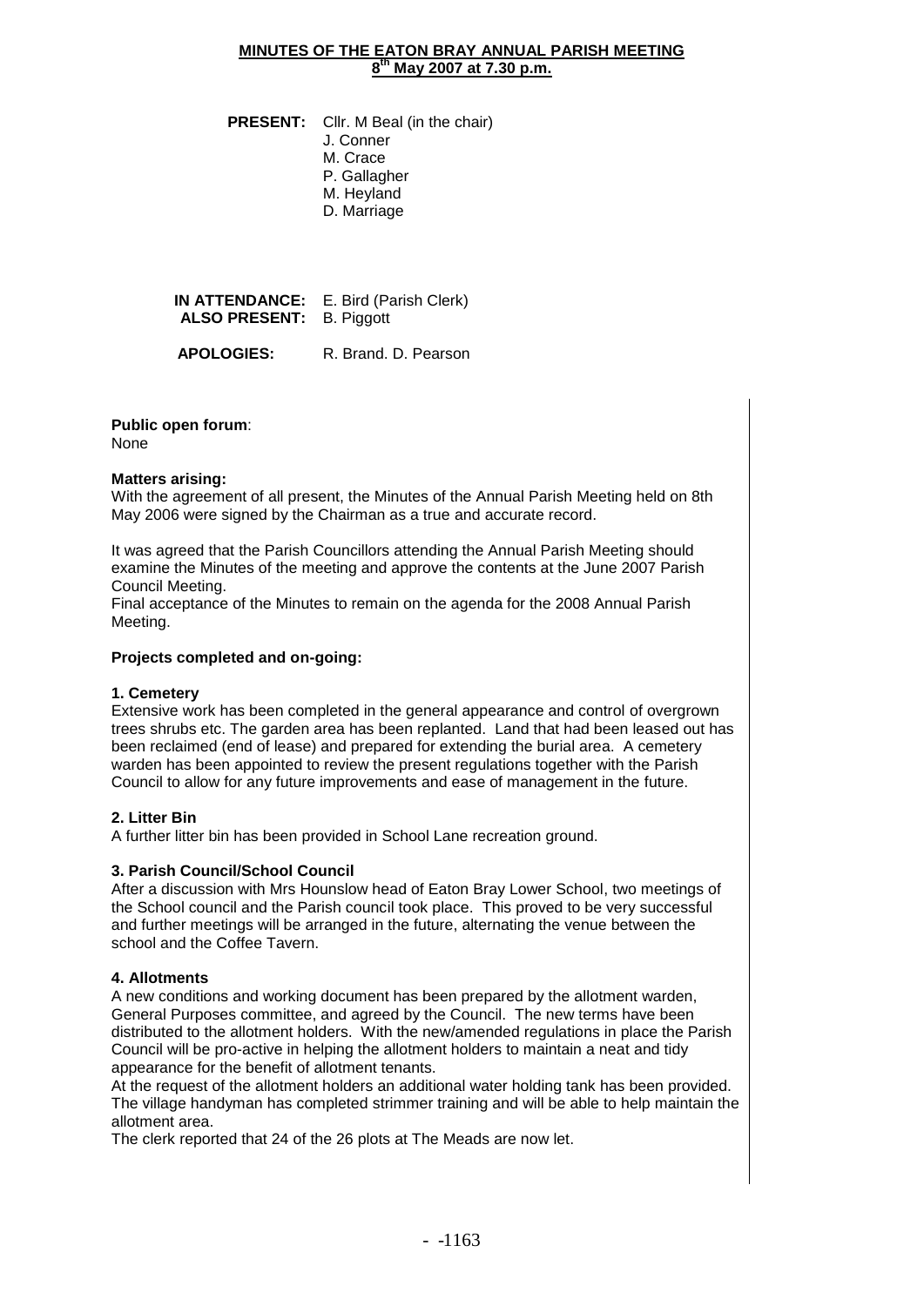# MINUTES OF THE EATON BRAY ANNUAL PARISH MEETING
## 8th May 2007 at 7.30 p.m.

**PRESENT:** Cllr. M Beal (in the chair)
J. Conner
M. Crace
P. Gallagher
M. Heyland
D. Marriage

**IN ATTENDANCE:** E. Bird (Parish Clerk)
**ALSO PRESENT:** B. Piggott

**APOLOGIES:** R. Brand. D. Pearson

**Public open forum**:
None

**Matters arising:**
With the agreement of all present, the Minutes of the Annual Parish Meeting held on 8th May 2006 were signed by the Chairman as a true and accurate record.

It was agreed that the Parish Councillors attending the Annual Parish Meeting should examine the Minutes of the meeting and approve the contents at the June 2007 Parish Council Meeting.
Final acceptance of the Minutes to remain on the agenda for the 2008 Annual Parish Meeting.

**Projects completed and on-going:**

**1. Cemetery**
Extensive work has been completed in the general appearance and control of overgrown trees shrubs etc. The garden area has been replanted. Land that had been leased out has been reclaimed (end of lease) and prepared for extending the burial area. A cemetery warden has been appointed to review the present regulations together with the Parish Council to allow for any future improvements and ease of management in the future.

**2. Litter Bin**
A further litter bin has been provided in School Lane recreation ground.

**3. Parish Council/School Council**
After a discussion with Mrs Hounslow head of Eaton Bray Lower School, two meetings of the School council and the Parish council took place. This proved to be very successful and further meetings will be arranged in the future, alternating the venue between the school and the Coffee Tavern.

**4. Allotments**
A new conditions and working document has been prepared by the allotment warden, General Purposes committee, and agreed by the Council. The new terms have been distributed to the allotment holders. With the new/amended regulations in place the Parish Council will be pro-active in helping the allotment holders to maintain a neat and tidy appearance for the benefit of allotment tenants.
At the request of the allotment holders an additional water holding tank has been provided. The village handyman has completed strimmer training and will be able to help maintain the allotment area.
The clerk reported that 24 of the 26 plots at The Meads are now let.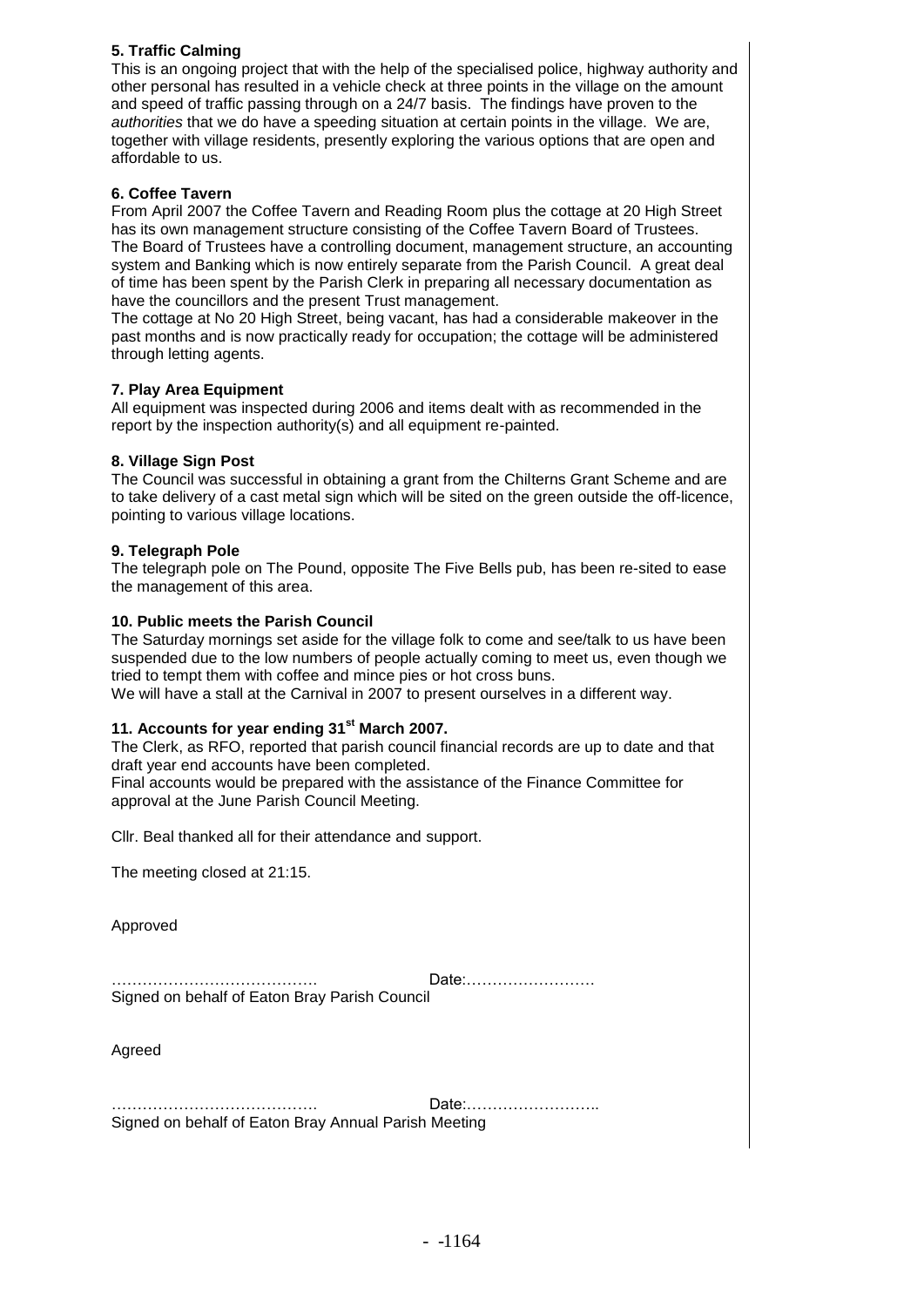**5. Traffic Calming**

This is an ongoing project that with the help of the specialised police, highway authority and other personal has resulted in a vehicle check at three points in the village on the amount and speed of traffic passing through on a 24/7 basis. The findings have proven to the *authorities* that we do have a speeding situation at certain points in the village. We are, together with village residents, presently exploring the various options that are open and affordable to us.

**6. Coffee Tavern**

From April 2007 the Coffee Tavern and Reading Room plus the cottage at 20 High Street has its own management structure consisting of the Coffee Tavern Board of Trustees. The Board of Trustees have a controlling document, management structure, an accounting system and Banking which is now entirely separate from the Parish Council. A great deal of time has been spent by the Parish Clerk in preparing all necessary documentation as have the councillors and the present Trust management.

The cottage at No 20 High Street, being vacant, has had a considerable makeover in the past months and is now practically ready for occupation; the cottage will be administered through letting agents.

**7. Play Area Equipment**

All equipment was inspected during 2006 and items dealt with as recommended in the report by the inspection authority(s) and all equipment re-painted.

**8. Village Sign Post**

The Council was successful in obtaining a grant from the Chilterns Grant Scheme and are to take delivery of a cast metal sign which will be sited on the green outside the off-licence, pointing to various village locations.

**9. Telegraph Pole**

The telegraph pole on The Pound, opposite The Five Bells pub, has been re-sited to ease the management of this area.

**10. Public meets the Parish Council**

The Saturday mornings set aside for the village folk to come and see/talk to us have been suspended due to the low numbers of people actually coming to meet us, even though we tried to tempt them with coffee and mince pies or hot cross buns.

We will have a stall at the Carnival in 2007 to present ourselves in a different way.

**11. Accounts for year ending 31st March 2007.**

The Clerk, as RFO, reported that parish council financial records are up to date and that draft year end accounts have been completed.

Final accounts would be prepared with the assistance of the Finance Committee for approval at the June Parish Council Meeting.

Cllr. Beal thanked all for their attendance and support.

The meeting closed at 21:15.

Approved

…………………………………. Date:……………………

Signed on behalf of Eaton Bray Parish Council

Agreed

…………………………………. Date:……………………..

Signed on behalf of Eaton Bray Annual Parish Meeting